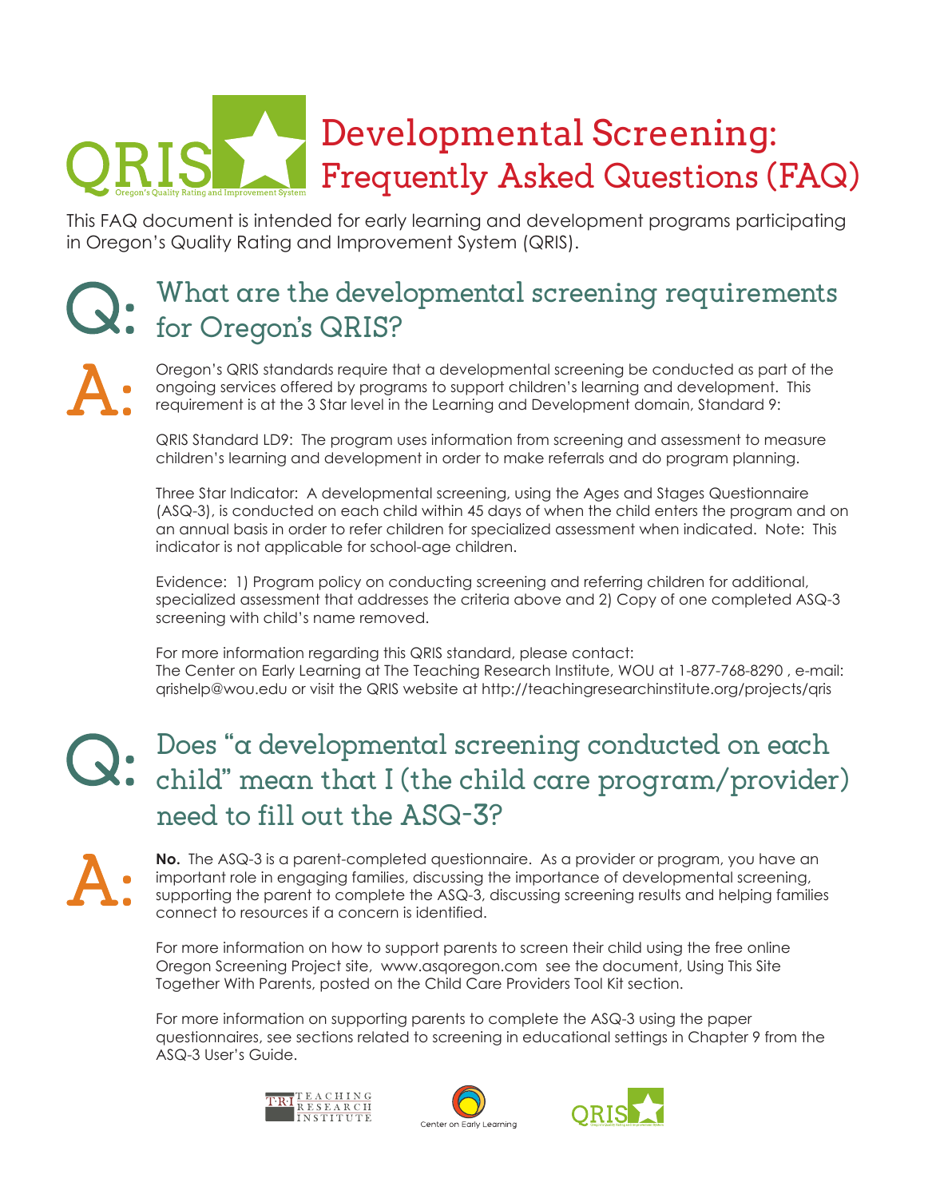# Developmental Screening: Frequently Asked Questions (FAQ)

This FAQ document is intended for early learning and development programs participating in Oregon's Quality Rating and Improvement System (QRIS).

## Q: What are the developmental screening requirements for Oregon's QRIS?

**A:** Oregon's QRIS standards require that a developmental screening be conducted as part of the ongoing services offered by programs to support children's learning and development. This requirement is at the 3 Star level in the Learning and Development domain, Standard 9:

QRIS Standard LD9: The program uses information from screening and assessment to measure children's learning and development in order to make referrals and do program planning.

Three Star Indicator: A developmental screening, using the Ages and Stages Questionnaire (ASQ-3), is conducted on each child within 45 days of when the child enters the program and on an annual basis in order to refer children for specialized assessment when indicated. Note: This indicator is not applicable for school-age children.

Evidence: 1) Program policy on conducting screening and referring children for additional, specialized assessment that addresses the criteria above and 2) Copy of one completed ASQ-3 screening with child's name removed.

For more information regarding this QRIS standard, please contact:
The Center on Early Learning at The Teaching Research Institute, WOU at 1-877-768-8290 , e-mail: qrishelp@wou.edu or visit the QRIS website at http://teachingresearchinstitute.org/projects/qris

## Q: Does "a developmental screening conducted on each child" mean that I (the child care program/provider) need to fill out the ASQ-3?

**A:** **No.** The ASQ-3 is a parent-completed questionnaire. As a provider or program, you have an important role in engaging families, discussing the importance of developmental screening, supporting the parent to complete the ASQ-3, discussing screening results and helping families connect to resources if a concern is identified.

For more information on how to support parents to screen their child using the free online Oregon Screening Project site, www.asqoregon.com see the document, Using This Site Together With Parents, posted on the Child Care Providers Tool Kit section.

For more information on supporting parents to complete the ASQ-3 using the paper questionnaires, see sections related to screening in educational settings in Chapter 9 from the ASQ-3 User's Guide.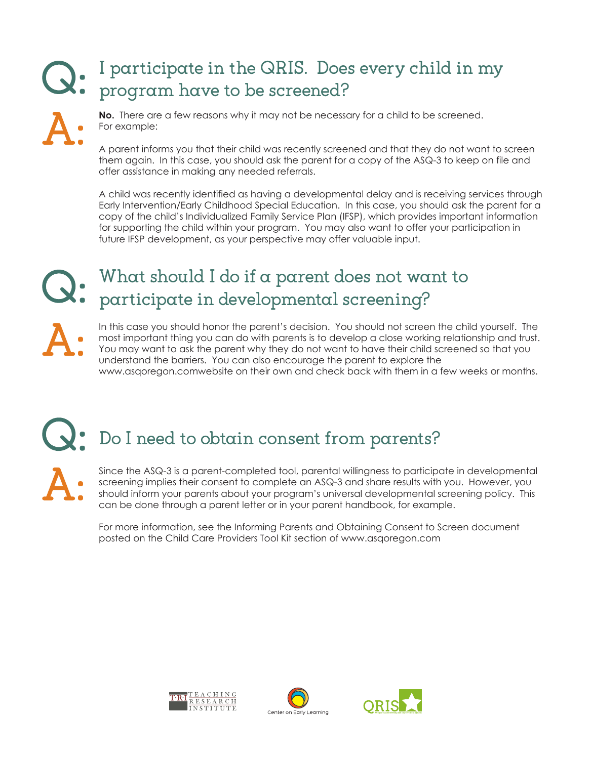## Q: I participate in the QRIS. Does every child in my program have to be screened?

**A:**

**No.** There are a few reasons why it may not be necessary for a child to be screened. For example:

A parent informs you that their child was recently screened and that they do not want to screen them again. In this case, you should ask the parent for a copy of the ASQ-3 to keep on file and offer assistance in making any needed referrals.

A child was recently identified as having a developmental delay and is receiving services through Early Intervention/Early Childhood Special Education. In this case, you should ask the parent for a copy of the child's Individualized Family Service Plan (IFSP), which provides important information for supporting the child within your program. You may also want to offer your participation in future IFSP development, as your perspective may offer valuable input.

## Q: What should I do if a parent does not want to participate in developmental screening?

**A:**

In this case you should honor the parent's decision. You should not screen the child yourself. The most important thing you can do with parents is to develop a close working relationship and trust. You may want to ask the parent why they do not want to have their child screened so that you understand the barriers. You can also encourage the parent to explore the www.asqoregon.comwebsite on their own and check back with them in a few weeks or months.

## Q: Do I need to obtain consent from parents?

**A:**

Since the ASQ-3 is a parent-completed tool, parental willingness to participate in developmental screening implies their consent to complete an ASQ-3 and share results with you. However, you should inform your parents about your program's universal developmental screening policy. This can be done through a parent letter or in your parent handbook, for example.

For more information, see the Informing Parents and Obtaining Consent to Screen document posted on the Child Care Providers Tool Kit section of www.asqoregon.com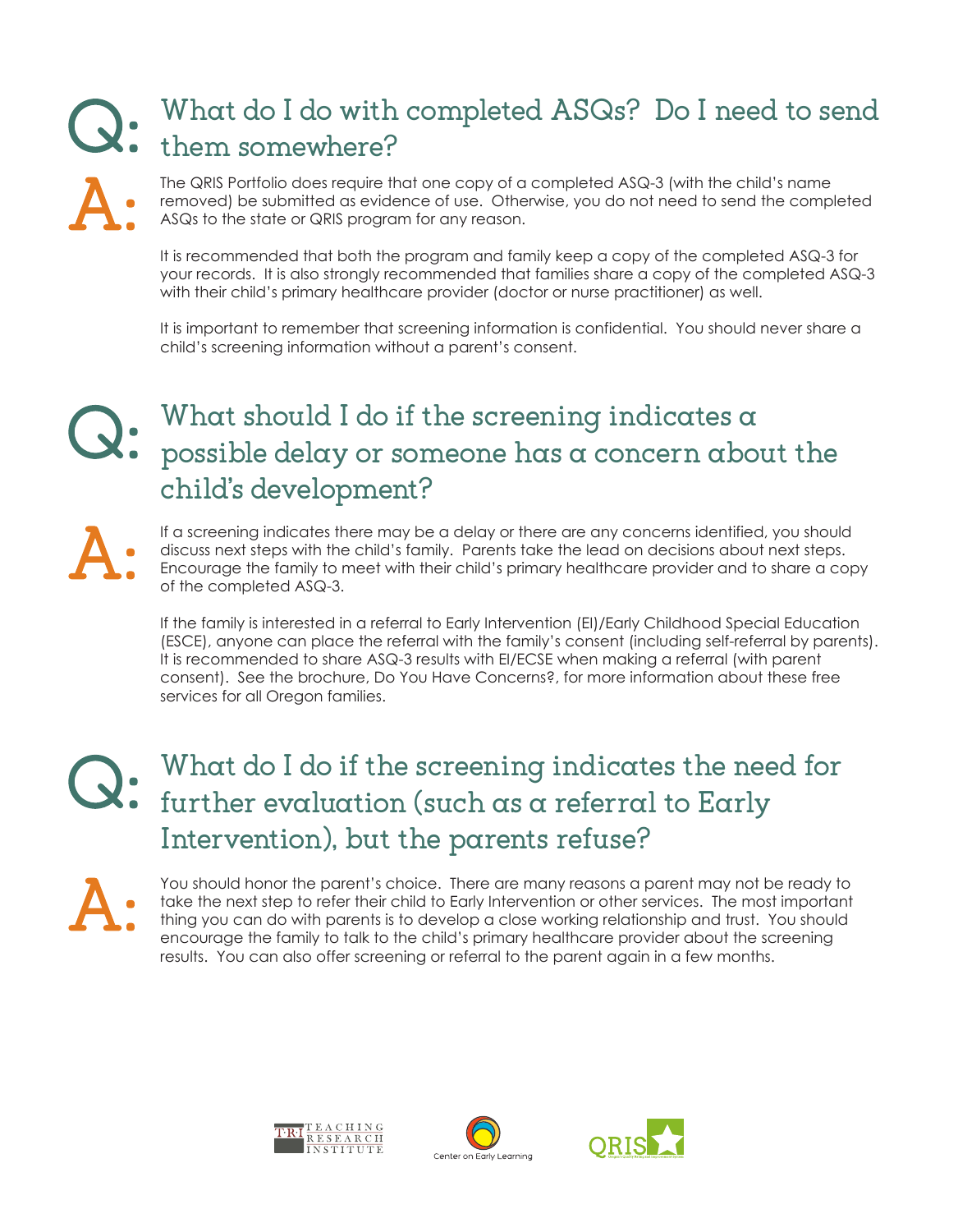## Q: What do I do with completed ASQs? Do I need to send them somewhere?

**A:** The QRIS Portfolio does require that one copy of a completed ASQ-3 (with the child's name removed) be submitted as evidence of use. Otherwise, you do not need to send the completed ASQs to the state or QRIS program for any reason.

It is recommended that both the program and family keep a copy of the completed ASQ-3 for your records. It is also strongly recommended that families share a copy of the completed ASQ-3 with their child's primary healthcare provider (doctor or nurse practitioner) as well.

It is important to remember that screening information is confidential. You should never share a child's screening information without a parent's consent.

## Q: What should I do if the screening indicates a possible delay or someone has a concern about the child's development?

**A:** If a screening indicates there may be a delay or there are any concerns identified, you should discuss next steps with the child's family. Parents take the lead on decisions about next steps. Encourage the family to meet with their child's primary healthcare provider and to share a copy of the completed ASQ-3.

If the family is interested in a referral to Early Intervention (EI)/Early Childhood Special Education (ESCE), anyone can place the referral with the family's consent (including self-referral by parents). It is recommended to share ASQ-3 results with EI/ECSE when making a referral (with parent consent). See the brochure, Do You Have Concerns?, for more information about these free services for all Oregon families.

## Q: What do I do if the screening indicates the need for further evaluation (such as a referral to Early Intervention), but the parents refuse?

**A:** You should honor the parent's choice. There are many reasons a parent may not be ready to take the next step to refer their child to Early Intervention or other services. The most important thing you can do with parents is to develop a close working relationship and trust. You should encourage the family to talk to the child's primary healthcare provider about the screening results. You can also offer screening or referral to the parent again in a few months.

T·R·I TEACHING RESEARCH INSTITUTE

Center on Early Learning

QRIS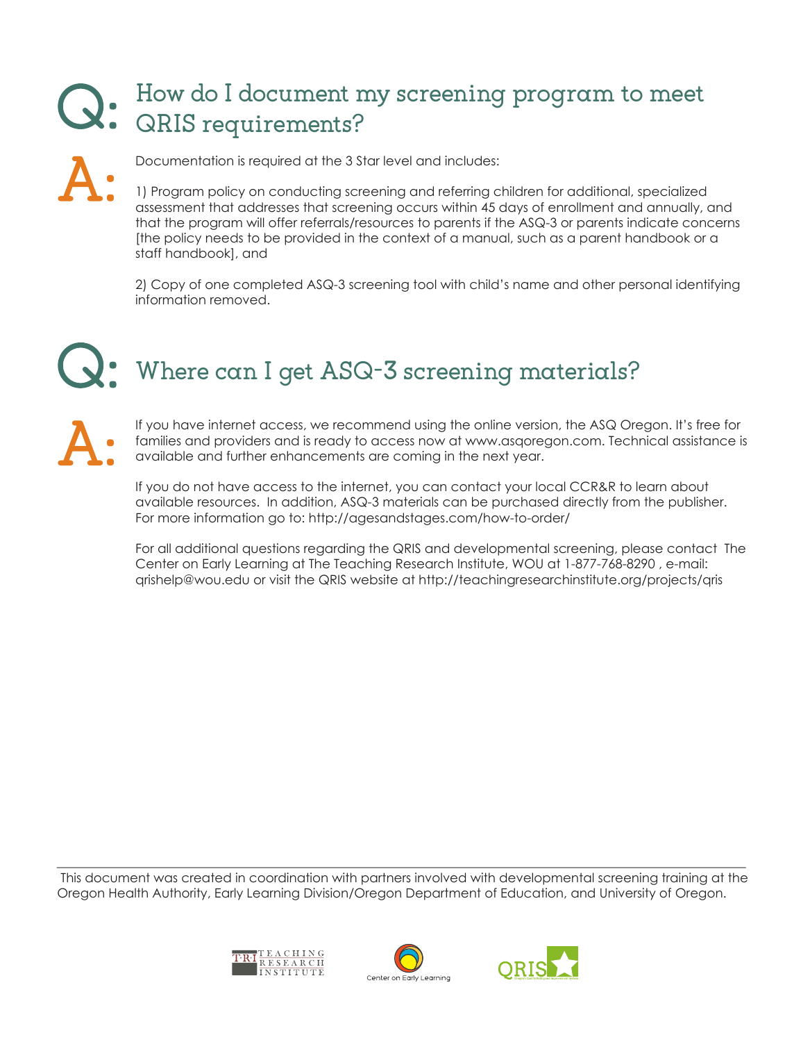## Q: How do I document my screening program to meet QRIS requirements?

**A:** Documentation is required at the 3 Star level and includes:

1) Program policy on conducting screening and referring children for additional, specialized assessment that addresses that screening occurs within 45 days of enrollment and annually, and that the program will offer referrals/resources to parents if the ASQ-3 or parents indicate concerns [the policy needs to be provided in the context of a manual, such as a parent handbook or a staff handbook], and

2) Copy of one completed ASQ-3 screening tool with child's name and other personal identifying information removed.

## Q: Where can I get ASQ-3 screening materials?

**A:** If you have internet access, we recommend using the online version, the ASQ Oregon. It's free for families and providers and is ready to access now at www.asqoregon.com. Technical assistance is available and further enhancements are coming in the next year.

If you do not have access to the internet, you can contact your local CCR&R to learn about available resources. In addition, ASQ-3 materials can be purchased directly from the publisher. For more information go to: http://agesandstages.com/how-to-order/

For all additional questions regarding the QRIS and developmental screening, please contact The Center on Early Learning at The Teaching Research Institute, WOU at 1-877-768-8290 , e-mail: qrishelp@wou.edu or visit the QRIS website at http://teachingresearchinstitute.org/projects/qris

---

This document was created in coordination with partners involved with developmental screening training at the Oregon Health Authority, Early Learning Division/Oregon Department of Education, and University of Oregon.

T·R·I TEACHING RESEARCH INSTITUTE

Center on Early Learning

QRIS